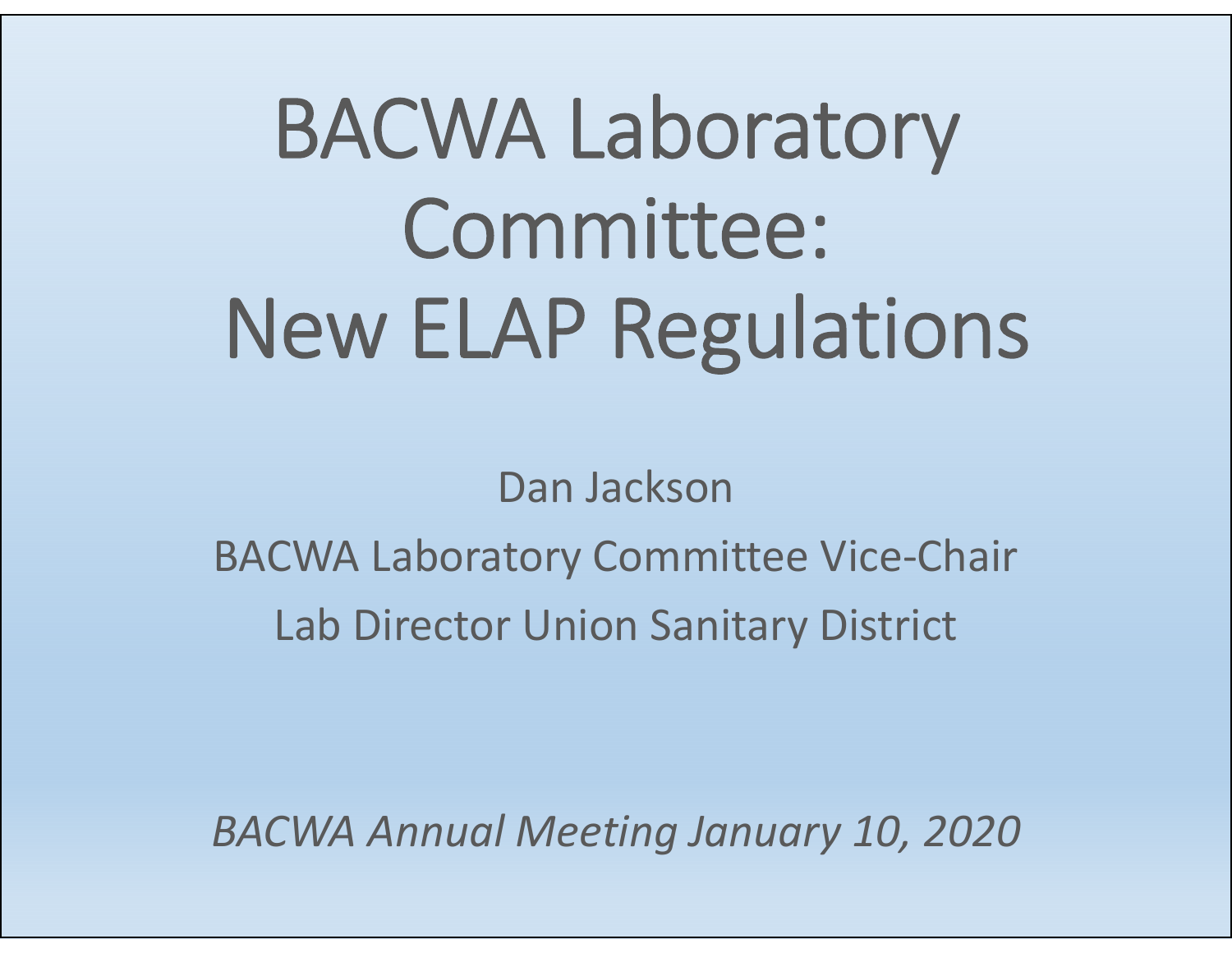# BACWA Laboratory Committee: New ELAP Regulations

Dan Jackson

BACWA Laboratory Committee Vice-Chair

Lab Director Union Sanitary District

*BACWA Annual Meeting January 10, 2020*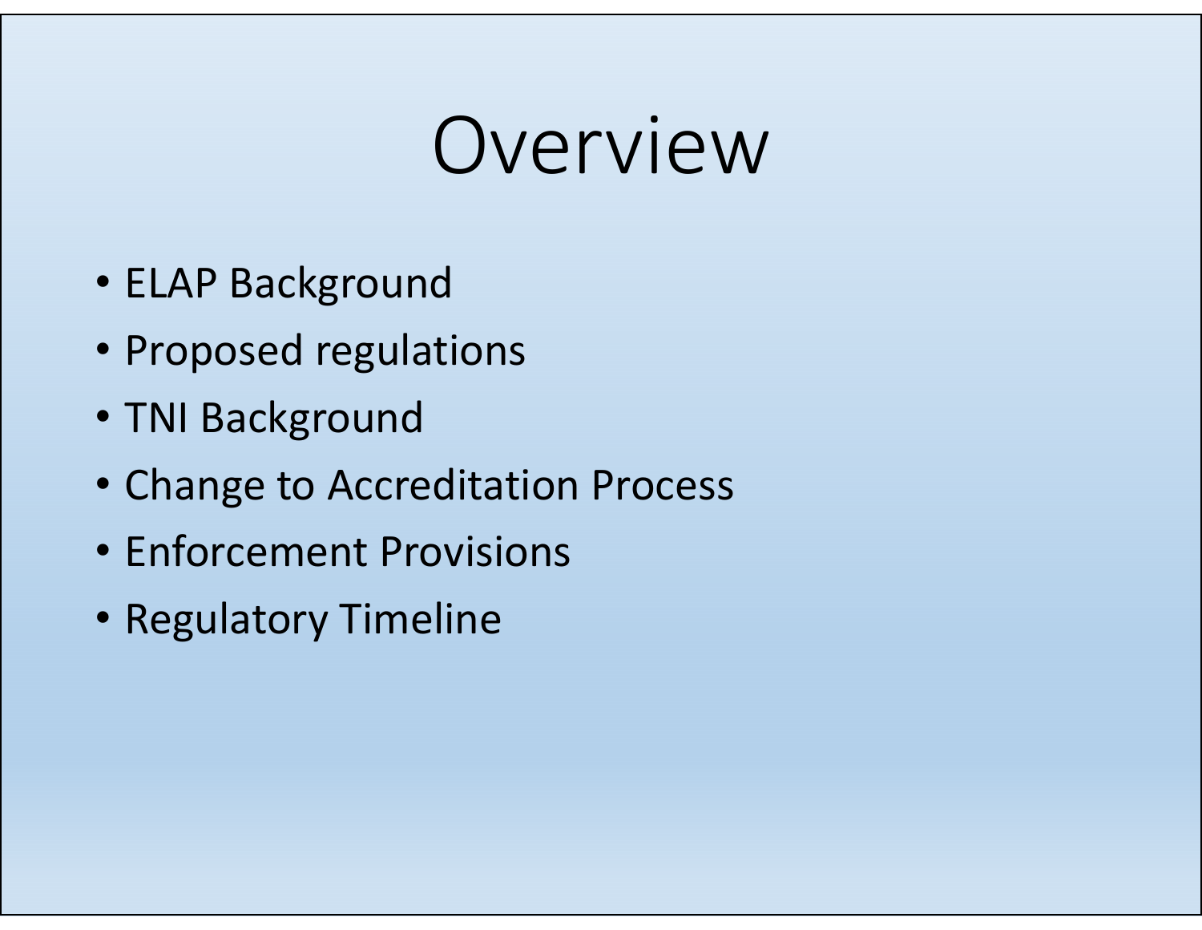# Overview

- ELAP Background
- Proposed regulations
- TNI Background
- Change to Accreditation Process
- Enforcement Provisions
- Regulatory Timeline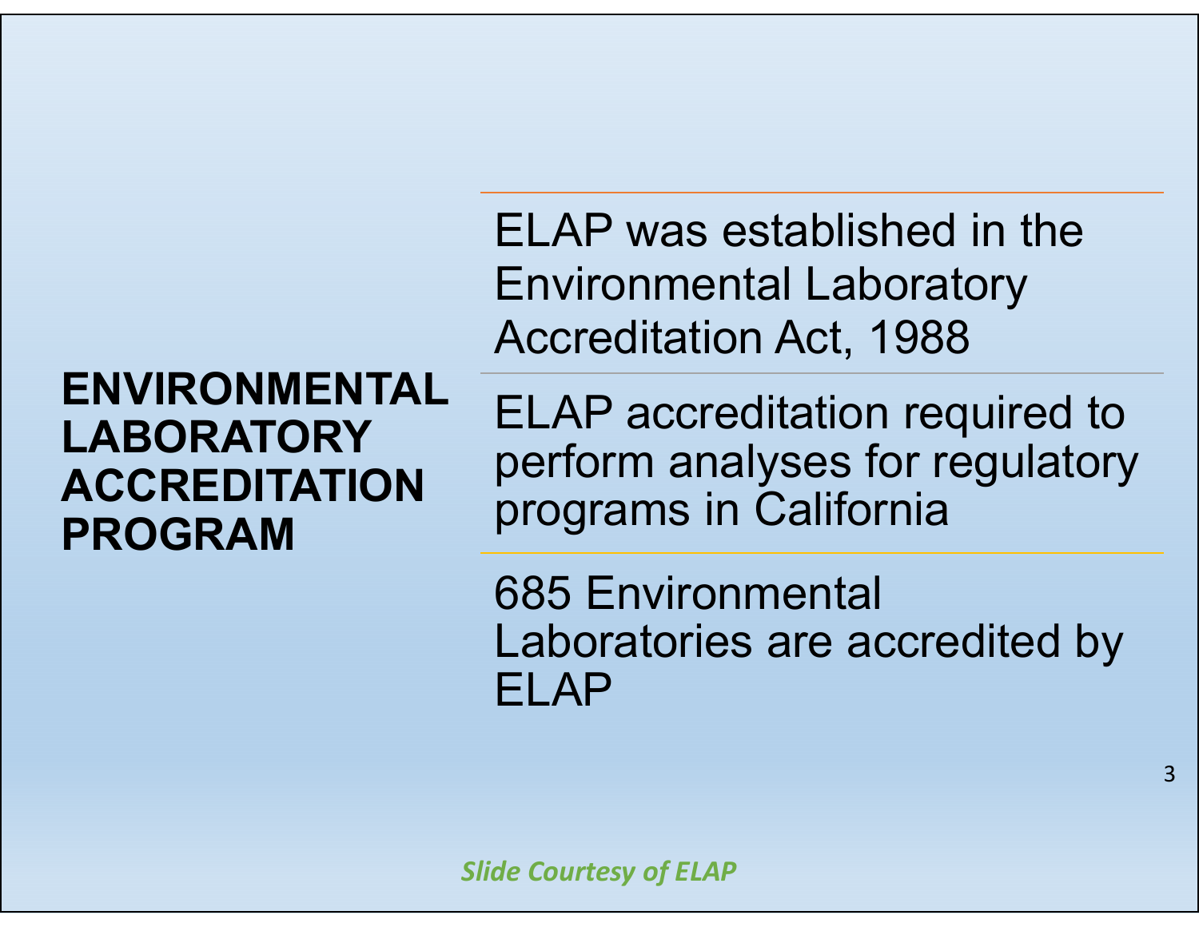## ENVIRONMENTAL LABORATORY ACCREDITATION PROGRAM

ELAP was established in the Environmental Laboratory Accreditation Act, 1988

ELAP accreditation required to perform analyses for regulatory programs in California

685 Environmental Laboratories are accredited by ELAP

*Slide Courtesy of ELAP*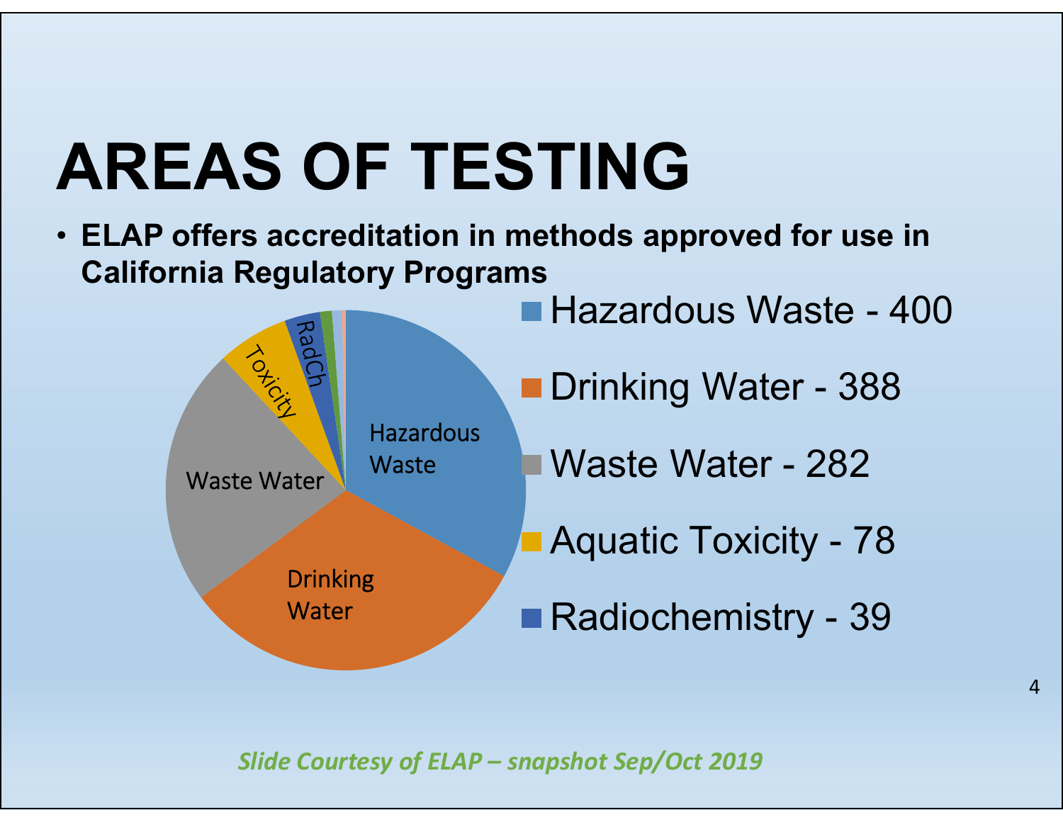# AREAS OF TESTING

- **ELAP offers accreditation in methods approved for use in California Regulatory Programs**

| Area | Count |
|---|---|
| Hazardous Waste | 400 |
| Drinking Water | 388 |
| Waste Water | 282 |
| Aquatic Toxicity | 78 |
| Radiochemistry | 39 |

*Slide Courtesy of ELAP – snapshot Sep/Oct 2019*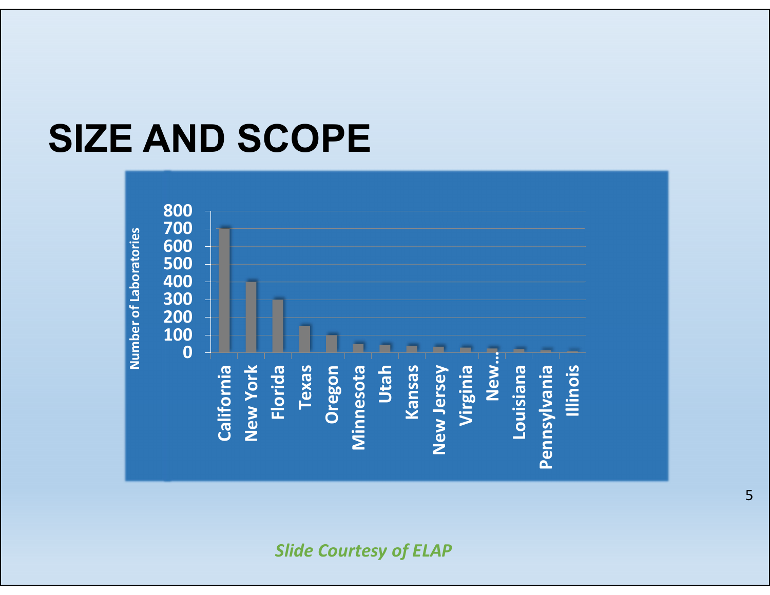# SIZE AND SCOPE

*Slide Courtesy of ELAP*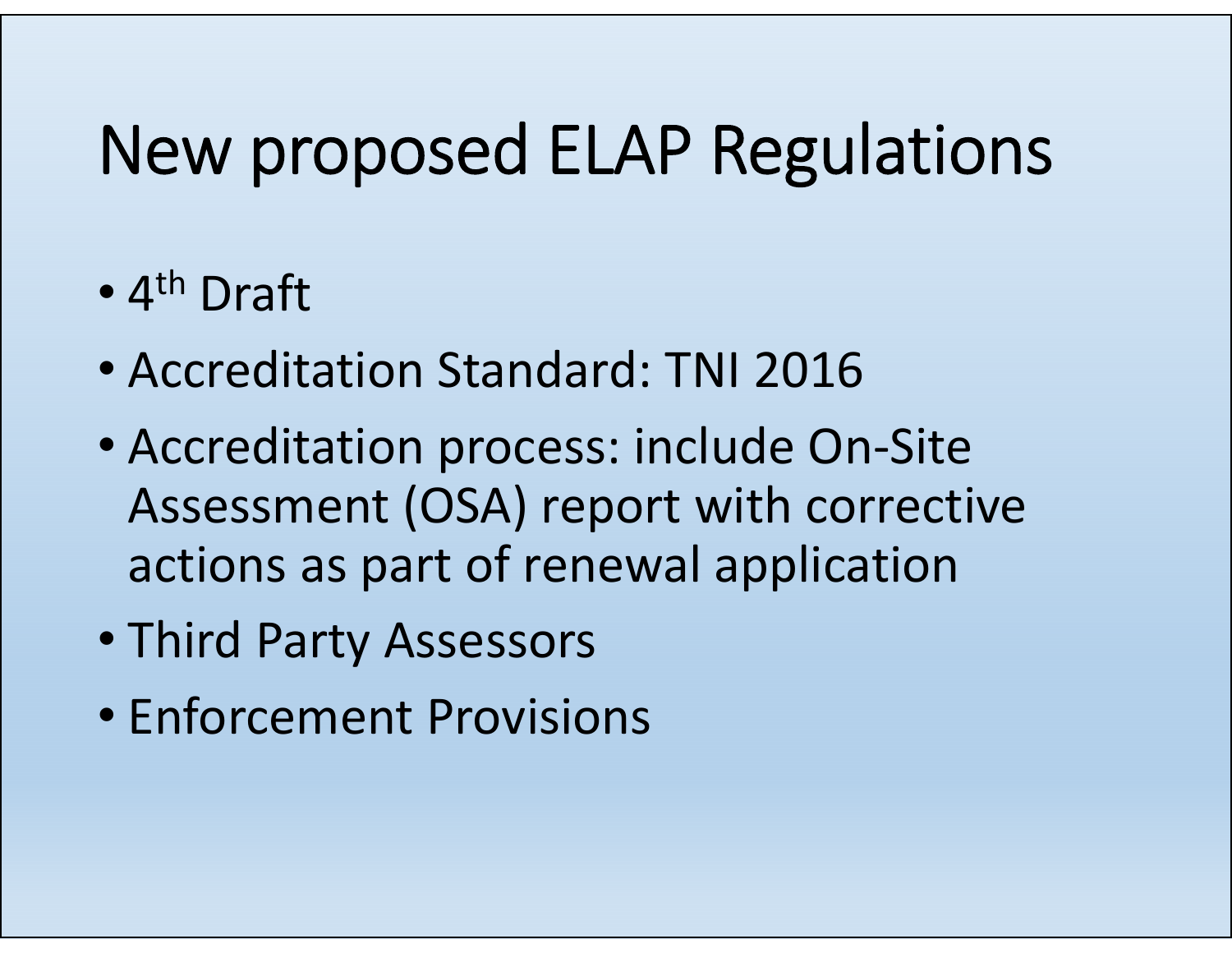# New proposed ELAP Regulations

- $4^{th}$ Draft
- Accreditation Standard: TNI 2016
- Accreditation process: include On-Site Assessment (OSA) report with corrective actions as part of renewal application
- Third Party Assessors
- Enforcement Provisions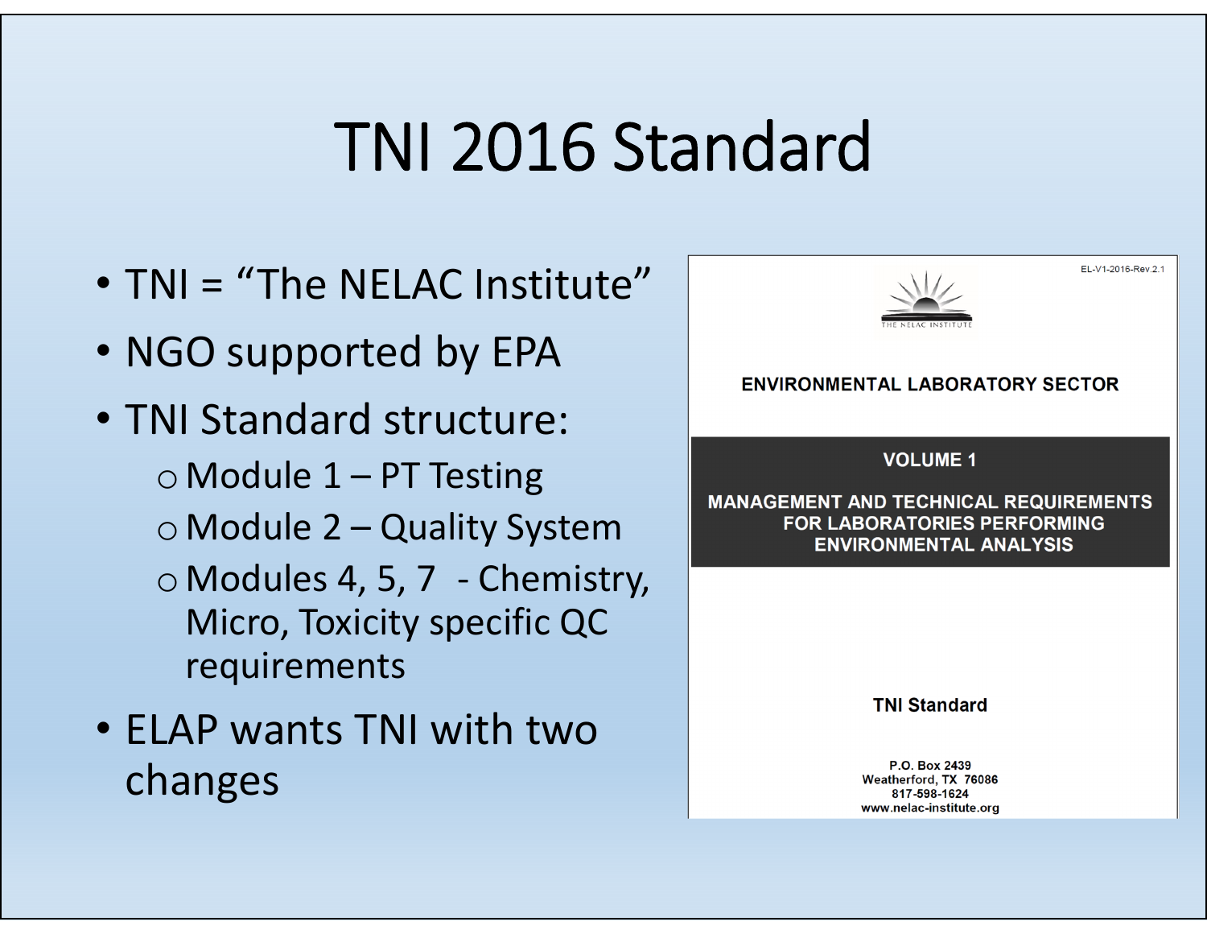# TNI 2016 Standard

- TNI = "The NELAC Institute"
- NGO supported by EPA
- TNI Standard structure:
  - Module 1 – PT Testing
  - Module 2 – Quality System
  - Modules 4, 5, 7 - Chemistry, Micro, Toxicity specific QC requirements
- ELAP wants TNI with two changes

EL-V1-2016-Rev.2.1

THE NELAC INSTITUTE

**ENVIRONMENTAL LABORATORY SECTOR**

**VOLUME 1**

**MANAGEMENT AND TECHNICAL REQUIREMENTS FOR LABORATORIES PERFORMING ENVIRONMENTAL ANALYSIS**

**TNI Standard**

**P.O. Box 2439**
**Weatherford, TX 76086**
**817-598-1624**
**www.nelac-institute.org**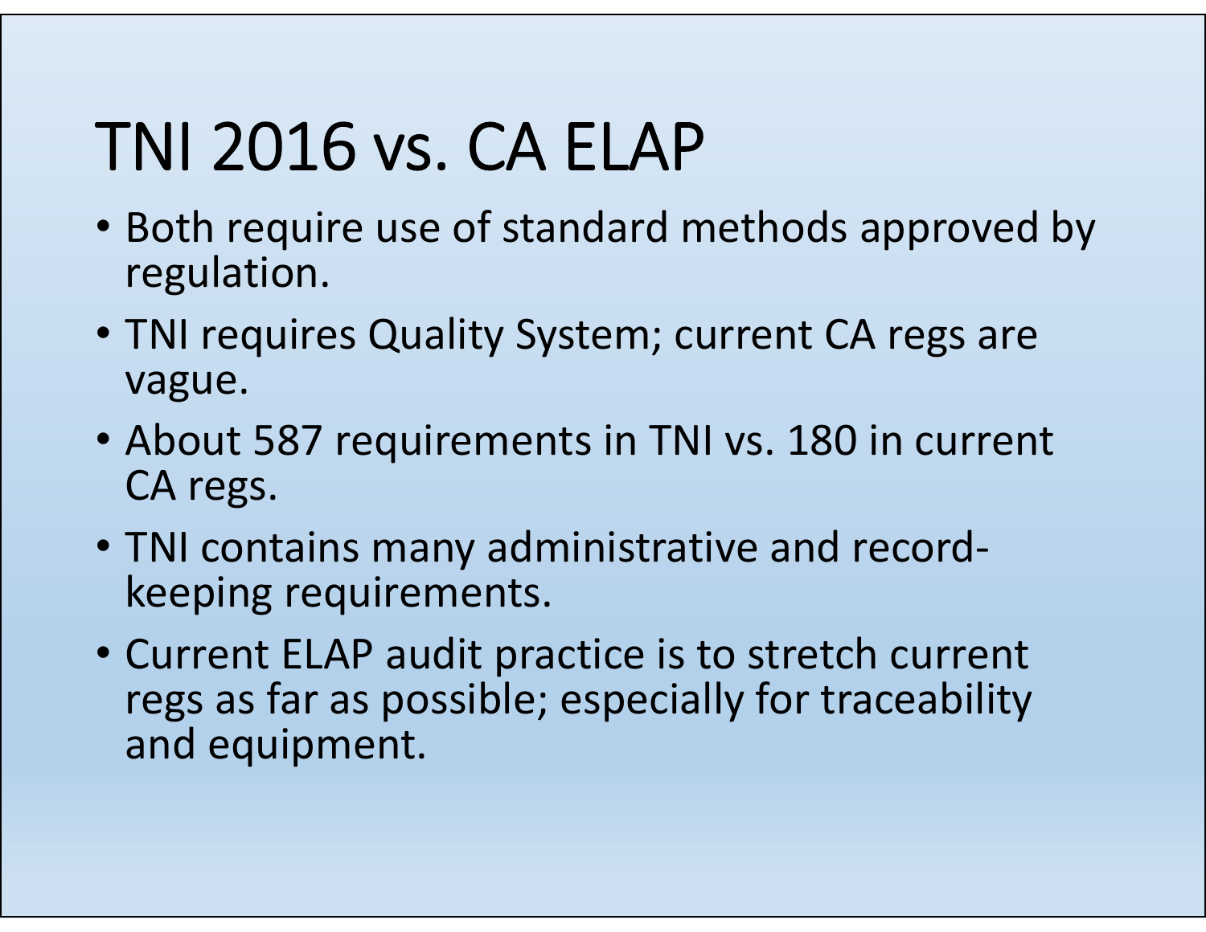# TNI 2016 vs. CA ELAP

- Both require use of standard methods approved by regulation.
- TNI requires Quality System; current CA regs are vague.
- About 587 requirements in TNI vs. 180 in current CA regs.
- TNI contains many administrative and record-keeping requirements.
- Current ELAP audit practice is to stretch current regs as far as possible; especially for traceability and equipment.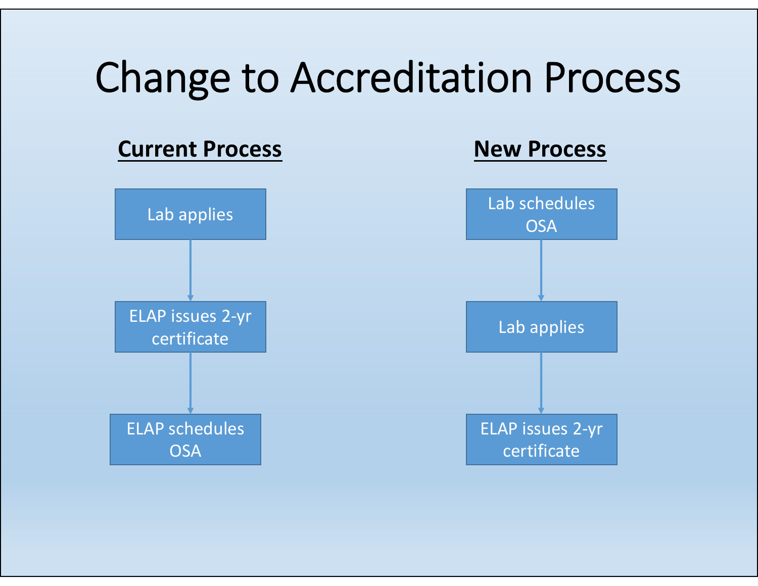# Change to Accreditation Process

**Current Process**

1. Lab applies
2. ELAP issues 2-yr certificate
3. ELAP schedules OSA

**New Process**

1. Lab schedules OSA
2. Lab applies
3. ELAP issues 2-yr certificate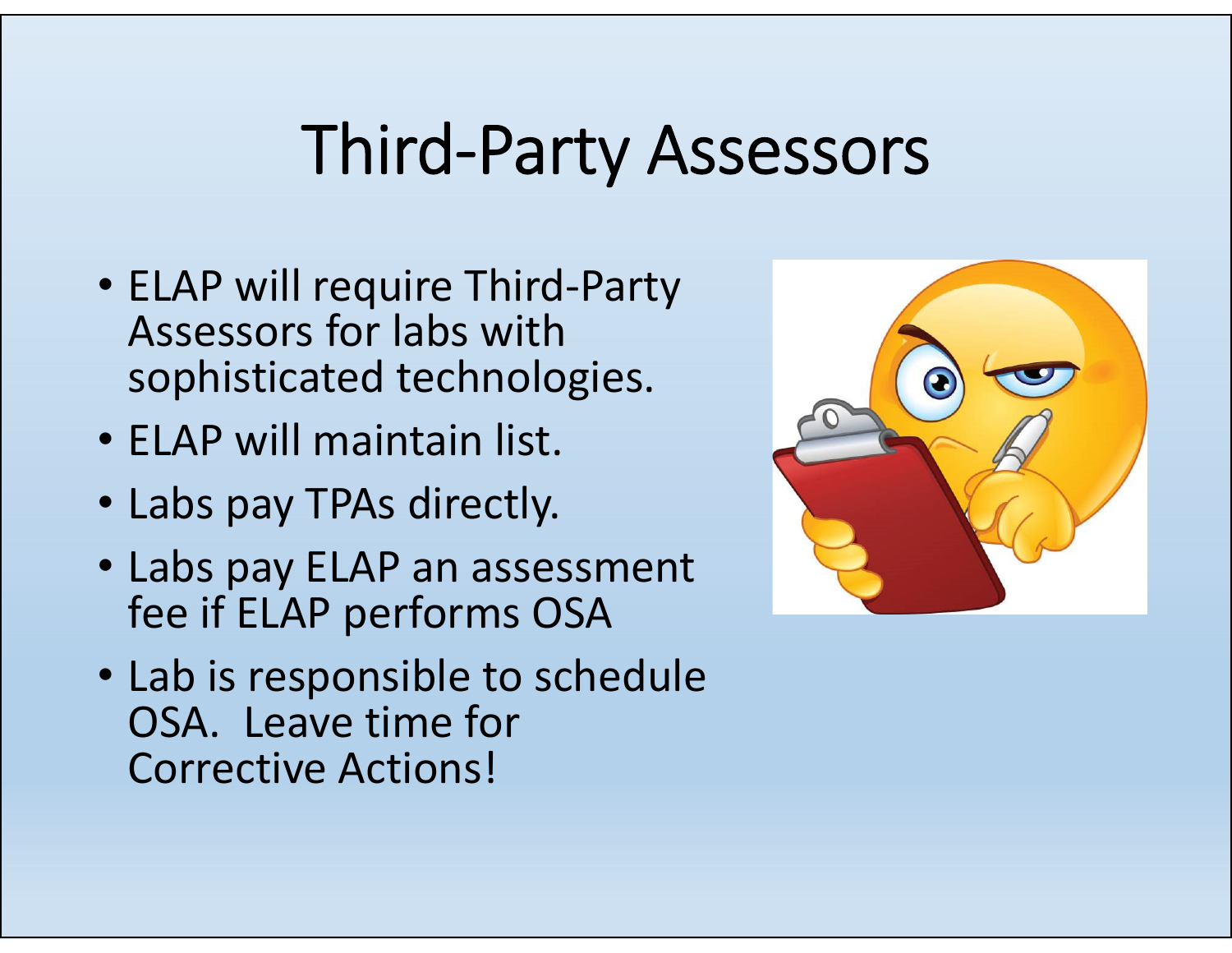# Third-Party Assessors

- ELAP will require Third-Party Assessors for labs with sophisticated technologies.
- ELAP will maintain list.
- Labs pay TPAs directly.
- Labs pay ELAP an assessment fee if ELAP performs OSA
- Lab is responsible to schedule OSA. Leave time for Corrective Actions!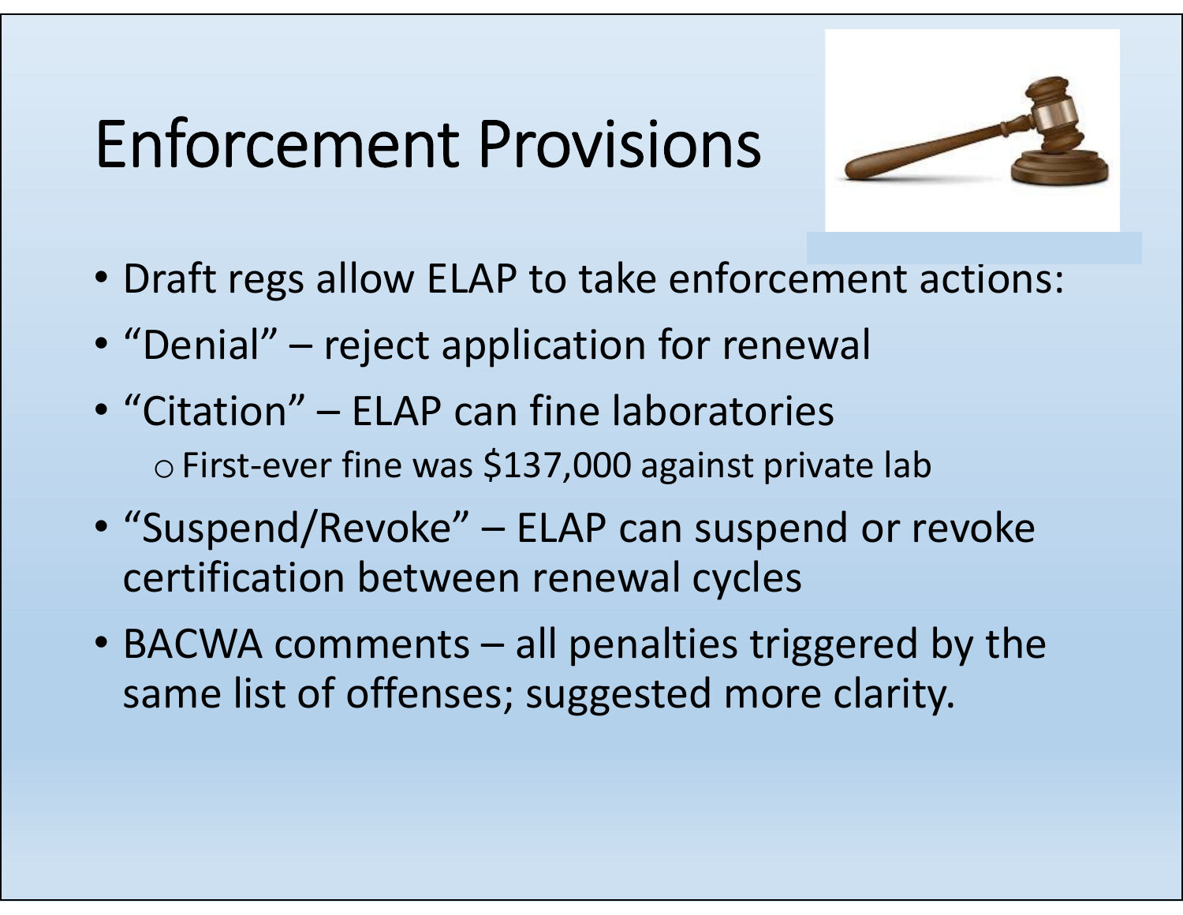# Enforcement Provisions

- Draft regs allow ELAP to take enforcement actions:
- "Denial" – reject application for renewal
- "Citation" – ELAP can fine laboratories
  - First-ever fine was $137,000 against private lab
- "Suspend/Revoke" – ELAP can suspend or revoke certification between renewal cycles
- BACWA comments – all penalties triggered by the same list of offenses; suggested more clarity.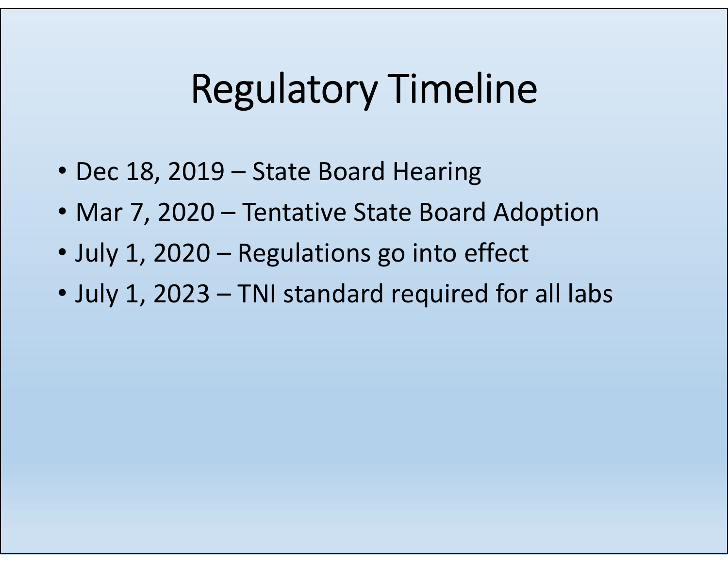# Regulatory Timeline

- Dec 18, 2019 – State Board Hearing
- Mar 7, 2020 – Tentative State Board Adoption
- July 1, 2020 – Regulations go into effect
- July 1, 2023 – TNI standard required for all labs